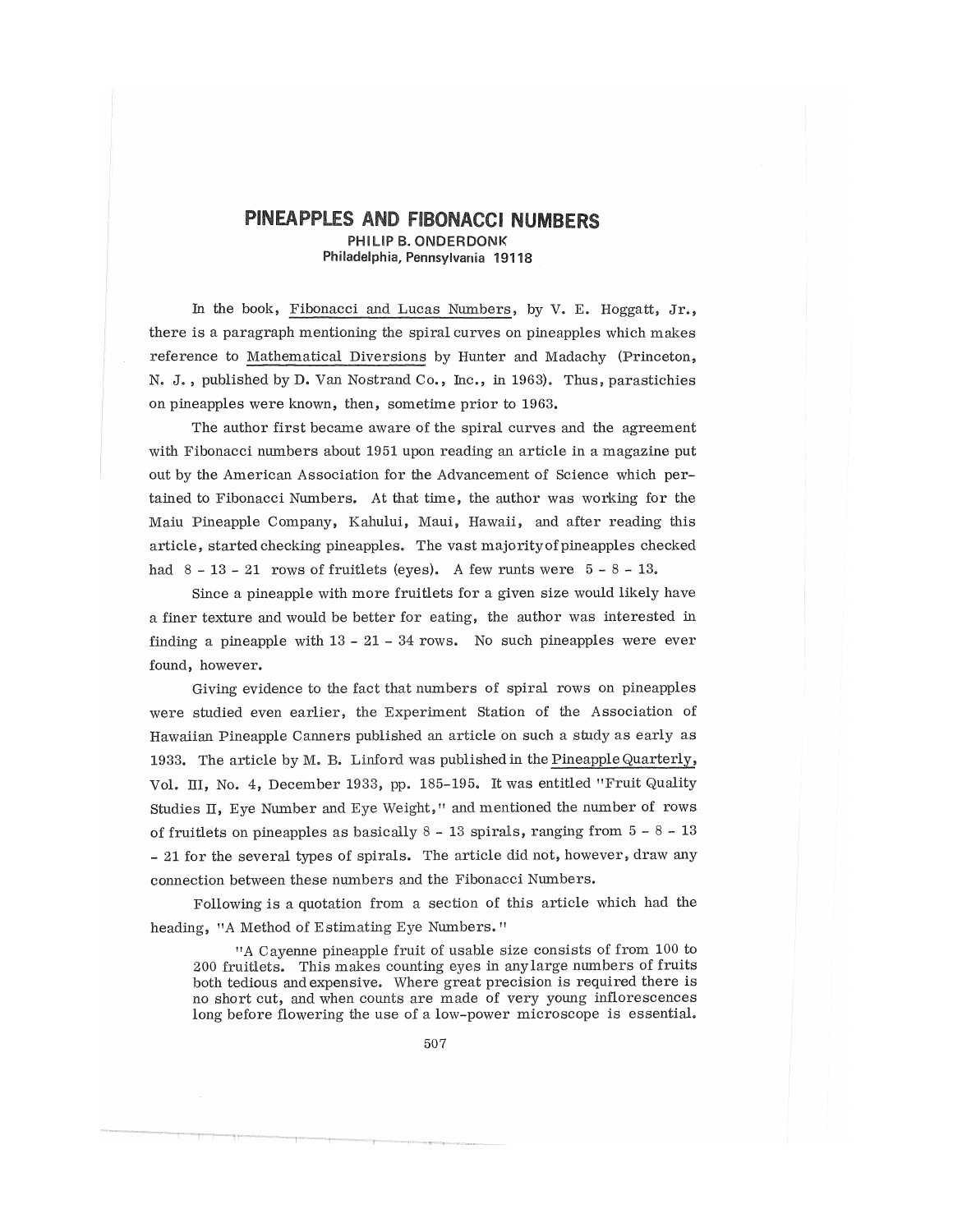# PINEAPPLES AND FIBONACCI NUMBERS

**PHILIP B. ONDERDONK**
**Philadelphia, Pennsylvania 19118**

In the book, Fibonacci and Lucas Numbers, by V. E. Hoggatt, Jr., there is a paragraph mentioning the spiral curves on pineapples which makes reference to Mathematical Diversions by Hunter and Madachy (Princeton, N. J., published by D. Van Nostrand Co., Inc., in 1963). Thus, parastichies on pineapples were known, then, sometime prior to 1963.

The author first became aware of the spiral curves and the agreement with Fibonacci numbers about 1951 upon reading an article in a magazine put out by the American Association for the Advancement of Science which pertained to Fibonacci Numbers. At that time, the author was working for the Maiu Pineapple Company, Kahului, Maui, Hawaii, and after reading this article, started checking pineapples. The vast majority of pineapples checked had 8 - 13 - 21 rows of fruitlets (eyes). A few runts were 5 - 8 - 13.

Since a pineapple with more fruitlets for a given size would likely have a finer texture and would be better for eating, the author was interested in finding a pineapple with 13 - 21 - 34 rows. No such pineapples were ever found, however.

Giving evidence to the fact that numbers of spiral rows on pineapples were studied even earlier, the Experiment Station of the Association of Hawaiian Pineapple Canners published an article on such a study as early as 1933. The article by M. B. Linford was published in the Pineapple Quarterly, Vol. III, No. 4, December 1933, pp. 185-195. It was entitled "Fruit Quality Studies II, Eye Number and Eye Weight," and mentioned the number of rows of fruitlets on pineapples as basically 8 - 13 spirals, ranging from 5 - 8 - 13 - 21 for the several types of spirals. The article did not, however, draw any connection between these numbers and the Fibonacci Numbers.

Following is a quotation from a section of this article which had the heading, "A Method of Estimating Eye Numbers."

> "A Cayenne pineapple fruit of usable size consists of from 100 to 200 fruitlets. This makes counting eyes in any large numbers of fruits both tedious and expensive. Where great precision is required there is no short cut, and when counts are made of very young inflorescences long before flowering the use of a low-power microscope is essential.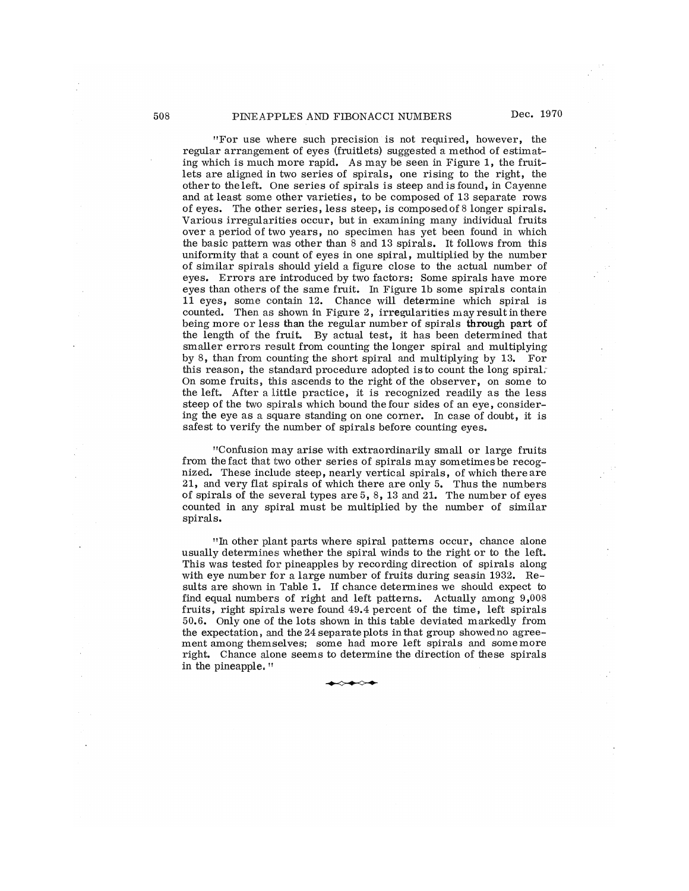"For use where such precision is not required, however, the regular arrangement of eyes (fruitlets) suggested a method of estimating which is much more rapid. As may be seen in Figure 1, the fruitlets are aligned in two series of spirals, one rising to the right, the other to the left. One series of spirals is steep and is found, in Cayenne and at least some other varieties, to be composed of 13 separate rows of eyes. The other series, less steep, is composed of 8 longer spirals. Various irregularities occur, but in examining many individual fruits over a period of two years, no specimen has yet been found in which the basic pattern was other than 8 and 13 spirals. It follows from this uniformity that a count of eyes in one spiral, multiplied by the number of similar spirals should yield a figure close to the actual number of eyes. Errors are introduced by two factors: Some spirals have more eyes than others of the same fruit. In Figure 1b some spirals contain 11 eyes, some contain 12. Chance will determine which spiral is counted. Then as shown in Figure 2, irregularities may result in there being more or less than the regular number of spirals **through part** of the length of the fruit. By actual test, it has been determined that smaller errors result from counting the longer spiral and multiplying by 8, than from counting the short spiral and multiplying by 13. For this reason, the standard procedure adopted is to count the long spiral. On some fruits, this ascends to the right of the observer, on some to the left. After a little practice, it is recognized readily as the less steep of the two spirals which bound the four sides of an eye, considering the eye as a square standing on one corner. In case of doubt, it is safest to verify the number of spirals before counting eyes.

"Confusion may arise with extraordinarily small or large fruits from the fact that two other series of spirals may sometimes be recognized. These include steep, nearly vertical spirals, of which there are 21, and very flat spirals of which there are only 5. Thus the numbers of spirals of the several types are 5, 8, 13 and 21. The number of eyes counted in any spiral must be multiplied by the number of similar spirals.

"In other plant parts where spiral patterns occur, chance alone usually determines whether the spiral winds to the right or to the left. This was tested for pineapples by recording direction of spirals along with eye number for a large number of fruits during seasin 1932. Results are shown in Table 1. If chance determines we should expect to find equal numbers of right and left patterns. Actually among 9,008 fruits, right spirals were found 49.4 percent of the time, left spirals 50.6. Only one of the lots shown in this table deviated markedly from the expectation, and the 24 separate plots in that group showed no agreement among themselves; some had more left spirals and some more right. Chance alone seems to determine the direction of these spirals in the pineapple."